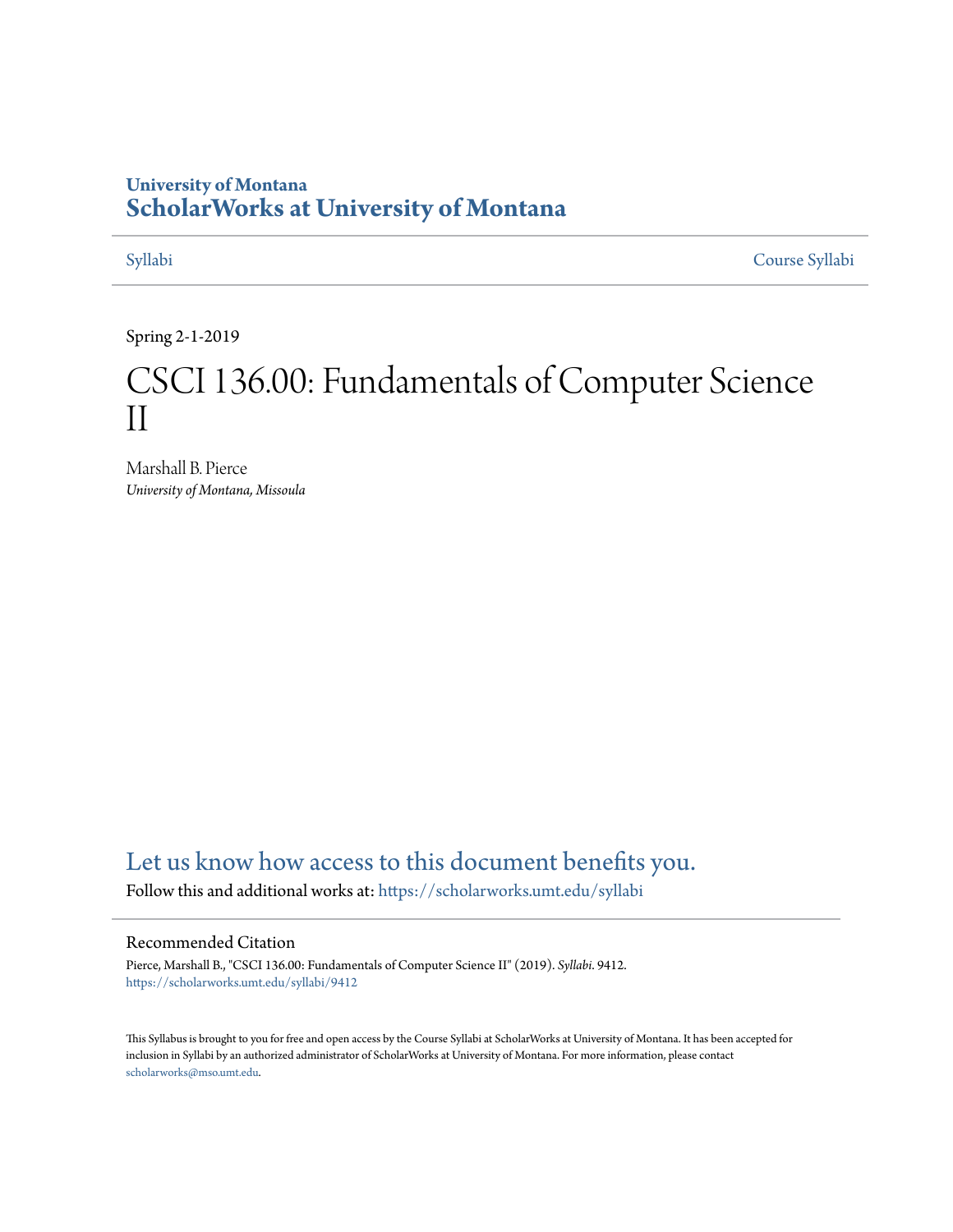University of Montana

# ScholarWorks at University of Montana

Syllabi | Course Syllabi

Spring 2-1-2019

# CSCI 136.00: Fundamentals of Computer Science II

Marshall B. Pierce
*University of Montana, Missoula*

Let us know how access to this document benefits you.

Follow this and additional works at: https://scholarworks.umt.edu/syllabi

## Recommended Citation

Pierce, Marshall B., "CSCI 136.00: Fundamentals of Computer Science II" (2019). *Syllabi*. 9412.
https://scholarworks.umt.edu/syllabi/9412

This Syllabus is brought to you for free and open access by the Course Syllabi at ScholarWorks at University of Montana. It has been accepted for inclusion in Syllabi by an authorized administrator of ScholarWorks at University of Montana. For more information, please contact scholarworks@mso.umt.edu.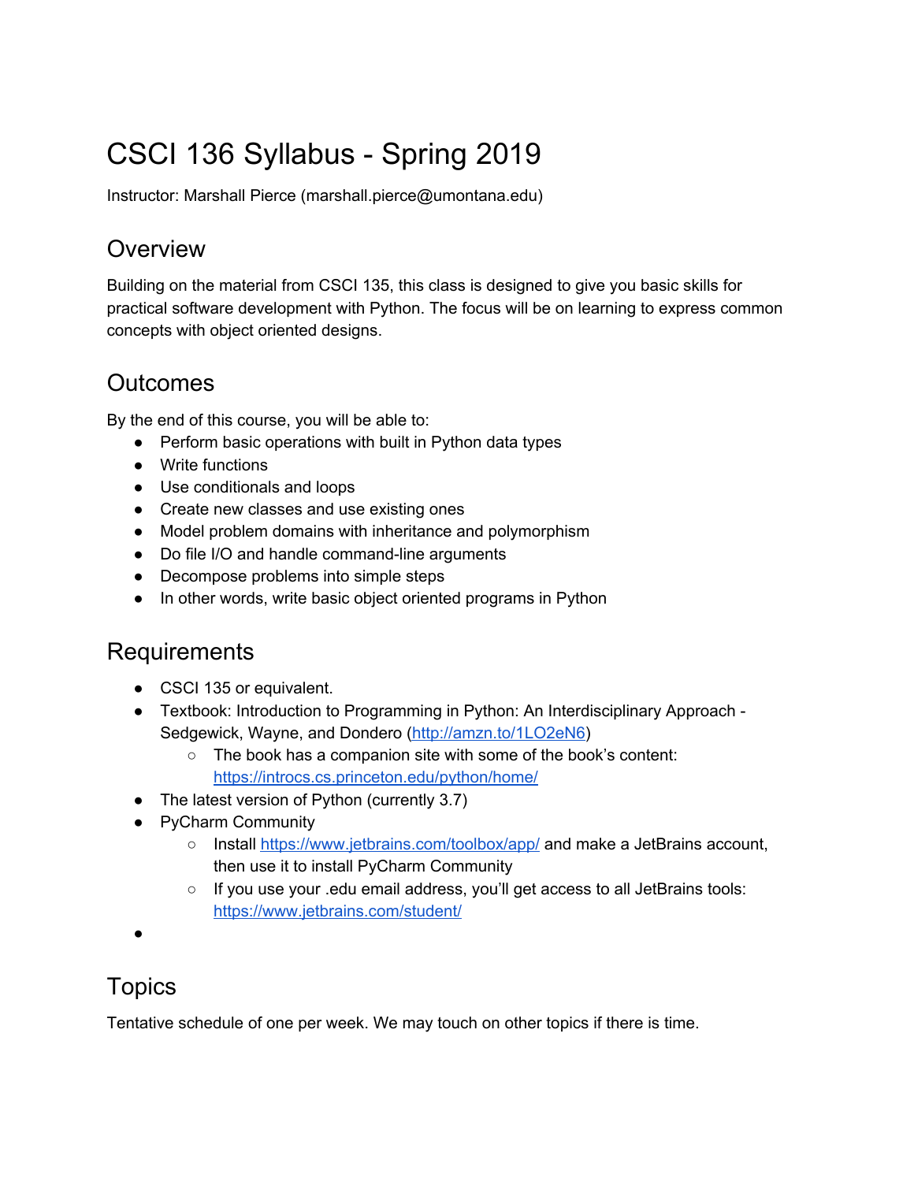# CSCI 136 Syllabus - Spring 2019

Instructor: Marshall Pierce (marshall.pierce@umontana.edu)

## Overview

Building on the material from CSCI 135, this class is designed to give you basic skills for practical software development with Python. The focus will be on learning to express common concepts with object oriented designs.

## Outcomes

By the end of this course, you will be able to:

- Perform basic operations with built in Python data types
- Write functions
- Use conditionals and loops
- Create new classes and use existing ones
- Model problem domains with inheritance and polymorphism
- Do file I/O and handle command-line arguments
- Decompose problems into simple steps
- In other words, write basic object oriented programs in Python

## Requirements

- CSCI 135 or equivalent.
- Textbook: Introduction to Programming in Python: An Interdisciplinary Approach - Sedgewick, Wayne, and Dondero (http://amzn.to/1LO2eN6)
  - The book has a companion site with some of the book's content: https://introcs.cs.princeton.edu/python/home/
- The latest version of Python (currently 3.7)
- PyCharm Community
  - Install https://www.jetbrains.com/toolbox/app/ and make a JetBrains account, then use it to install PyCharm Community
  - If you use your .edu email address, you'll get access to all JetBrains tools: https://www.jetbrains.com/student/
- 

## Topics

Tentative schedule of one per week. We may touch on other topics if there is time.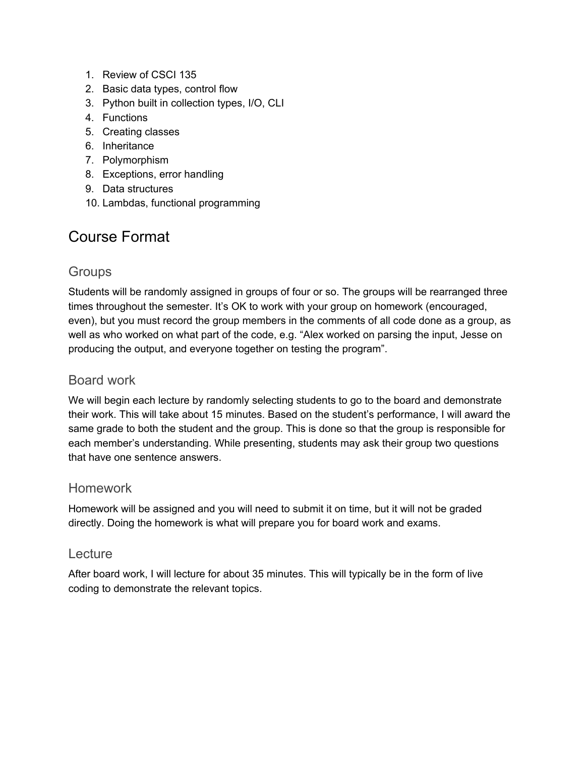1. Review of CSCI 135
2. Basic data types, control flow
3. Python built in collection types, I/O, CLI
4. Functions
5. Creating classes
6. Inheritance
7. Polymorphism
8. Exceptions, error handling
9. Data structures
10. Lambdas, functional programming

## Course Format

### Groups

Students will be randomly assigned in groups of four or so. The groups will be rearranged three times throughout the semester. It's OK to work with your group on homework (encouraged, even), but you must record the group members in the comments of all code done as a group, as well as who worked on what part of the code, e.g. "Alex worked on parsing the input, Jesse on producing the output, and everyone together on testing the program".

### Board work

We will begin each lecture by randomly selecting students to go to the board and demonstrate their work. This will take about 15 minutes. Based on the student's performance, I will award the same grade to both the student and the group. This is done so that the group is responsible for each member's understanding. While presenting, students may ask their group two questions that have one sentence answers.

### Homework

Homework will be assigned and you will need to submit it on time, but it will not be graded directly. Doing the homework is what will prepare you for board work and exams.

### Lecture

After board work, I will lecture for about 35 minutes. This will typically be in the form of live coding to demonstrate the relevant topics.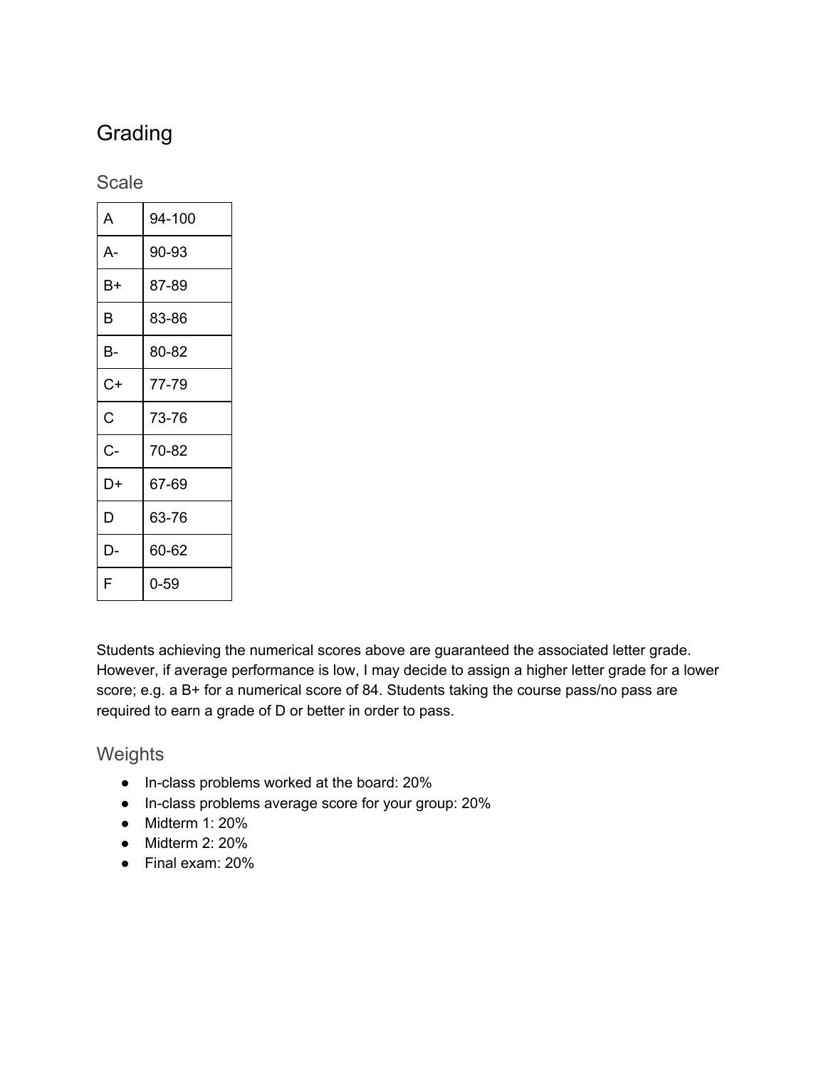# Grading

## Scale

| | |
|---|---|
| A | 94-100 |
| A- | 90-93 |
| B+ | 87-89 |
| B | 83-86 |
| B- | 80-82 |
| C+ | 77-79 |
| C | 73-76 |
| C- | 70-82 |
| D+ | 67-69 |
| D | 63-76 |
| D- | 60-62 |
| F | 0-59 |

Students achieving the numerical scores above are guaranteed the associated letter grade. However, if average performance is low, I may decide to assign a higher letter grade for a lower score; e.g. a B+ for a numerical score of 84. Students taking the course pass/no pass are required to earn a grade of D or better in order to pass.

## Weights

- In-class problems worked at the board: 20%
- In-class problems average score for your group: 20%
- Midterm 1: 20%
- Midterm 2: 20%
- Final exam: 20%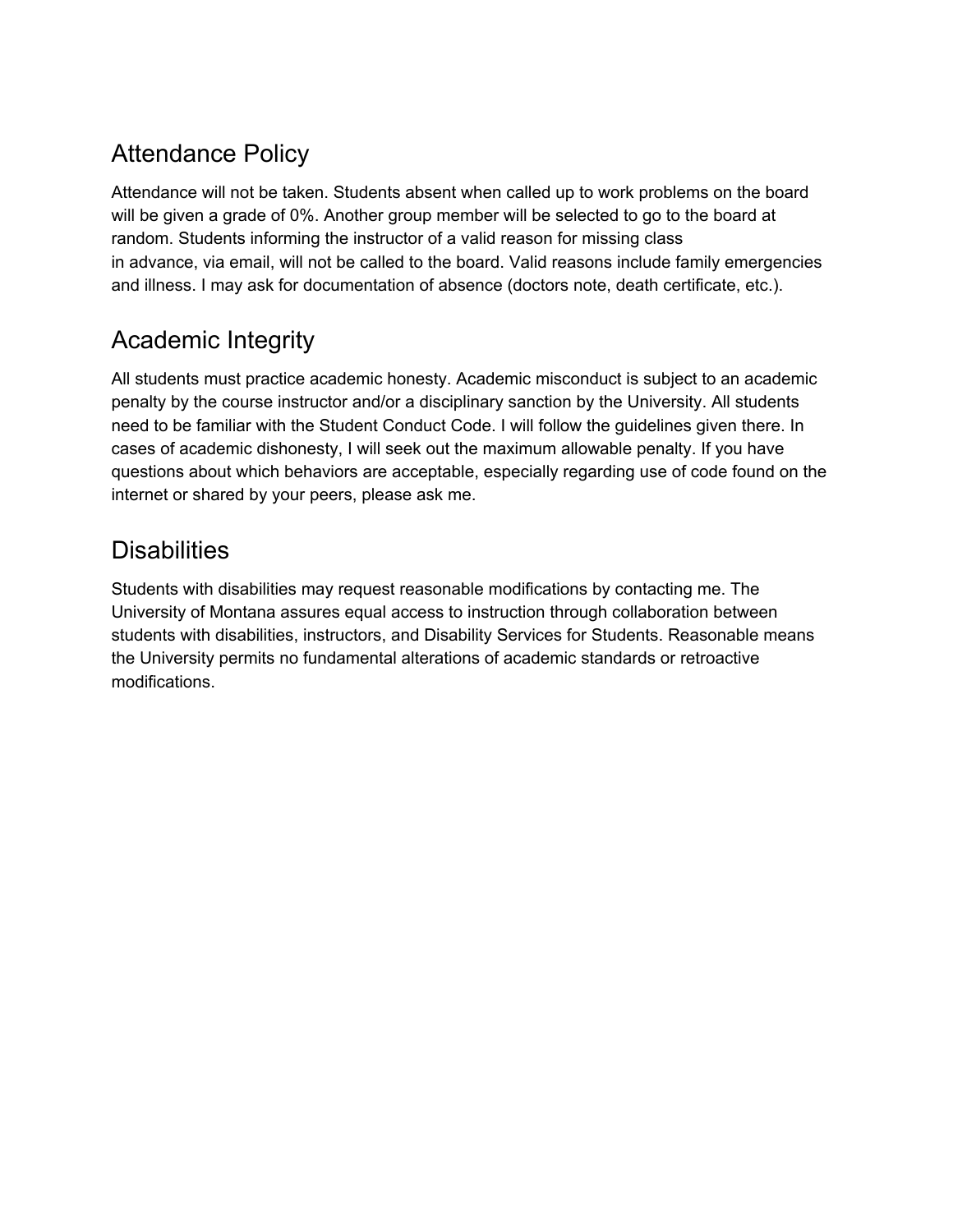## Attendance Policy

Attendance will not be taken. Students absent when called up to work problems on the board will be given a grade of 0%. Another group member will be selected to go to the board at random. Students informing the instructor of a valid reason for missing class in advance, via email, will not be called to the board. Valid reasons include family emergencies and illness. I may ask for documentation of absence (doctors note, death certificate, etc.).

## Academic Integrity

All students must practice academic honesty. Academic misconduct is subject to an academic penalty by the course instructor and/or a disciplinary sanction by the University. All students need to be familiar with the Student Conduct Code. I will follow the guidelines given there. In cases of academic dishonesty, I will seek out the maximum allowable penalty. If you have questions about which behaviors are acceptable, especially regarding use of code found on the internet or shared by your peers, please ask me.

## Disabilities

Students with disabilities may request reasonable modifications by contacting me. The University of Montana assures equal access to instruction through collaboration between students with disabilities, instructors, and Disability Services for Students. Reasonable means the University permits no fundamental alterations of academic standards or retroactive modifications.